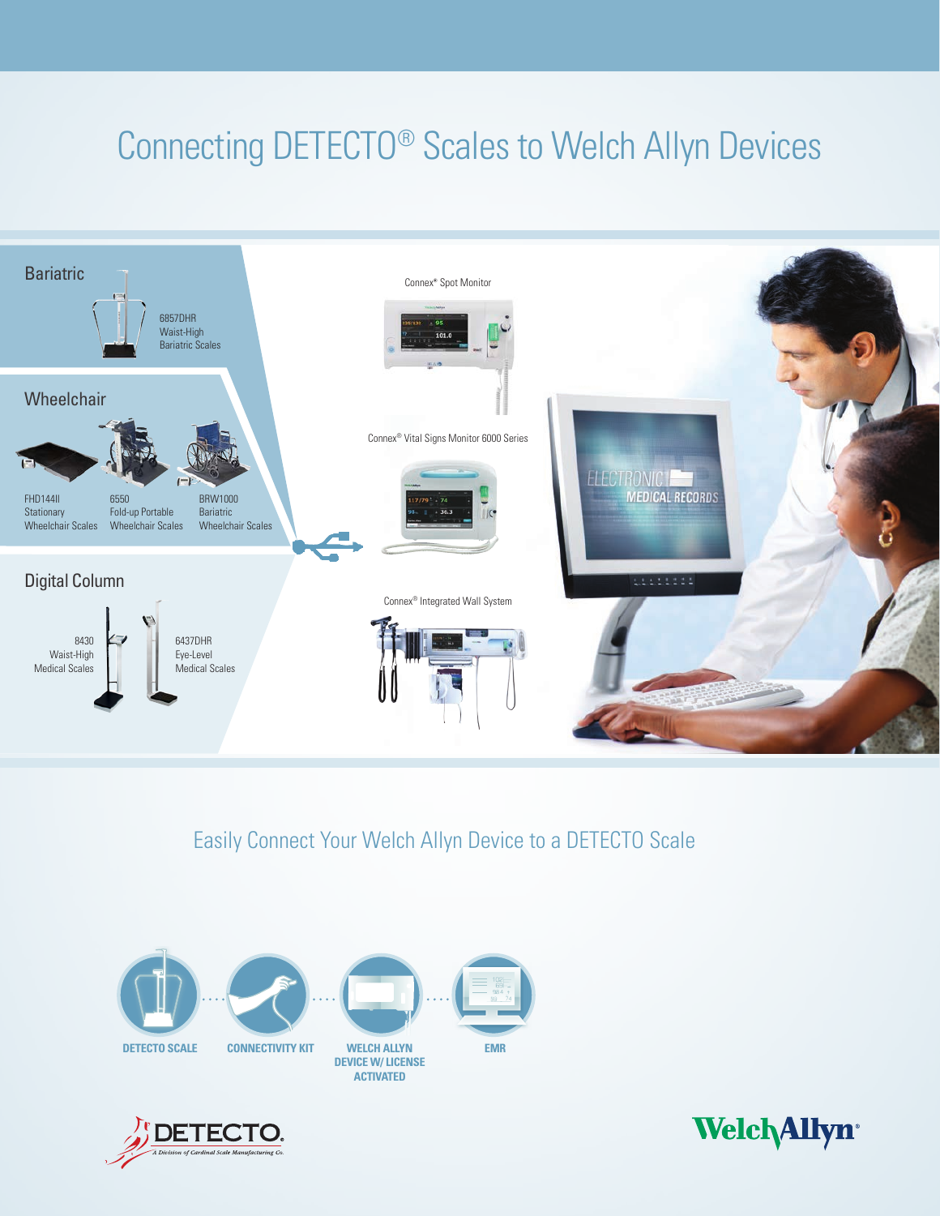# Connecting DETECTO® Scales to Welch Allyn Devices

## Bariatric

6857DHR
Waist-High
Bariatric Scales

## Wheelchair

FHD144II
Stationary
Wheelchair Scales

6550
Fold-up Portable
Wheelchair Scales

BRW1000
Bariatric
Wheelchair Scales

## Digital Column

8430
Waist-High
Medical Scales

6437DHR
Eye-Level
Medical Scales

Connex® Spot Monitor

Connex® Vital Signs Monitor 6000 Series

Connex® Integrated Wall System

ELECTRONIC MEDICAL RECORDS

## Easily Connect Your Welch Allyn Device to a DETECTO Scale

DETECTO SCALE · · · CONNECTIVITY KIT · · · WELCH ALLYN DEVICE W/ LICENSE ACTIVATED · · · EMR

DETECTO
A Division of Cardinal Scale Manufacturing Co.

Welch Allyn®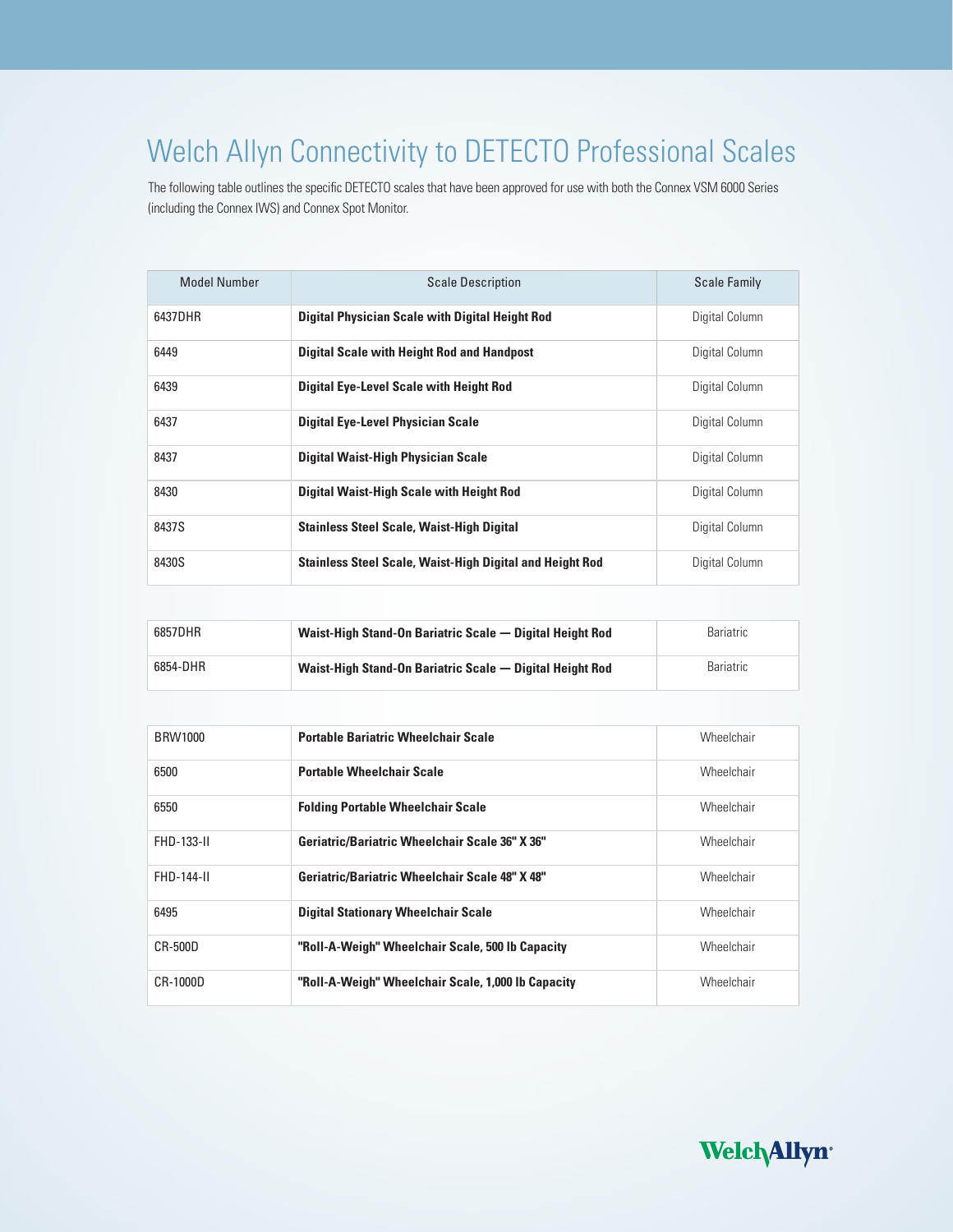# Welch Allyn Connectivity to DETECTO Professional Scales

The following table outlines the specific DETECTO scales that have been approved for use with both the Connex VSM 6000 Series (including the Connex IWS) and Connex Spot Monitor.

| Model Number | Scale Description | Scale Family |
|---|---|---|
| 6437DHR | **Digital Physician Scale with Digital Height Rod** | Digital Column |
| 6449 | **Digital Scale with Height Rod and Handpost** | Digital Column |
| 6439 | **Digital Eye-Level Scale with Height Rod** | Digital Column |
| 6437 | **Digital Eye-Level Physician Scale** | Digital Column |
| 8437 | **Digital Waist-High Physician Scale** | Digital Column |
| 8430 | **Digital Waist-High Scale with Height Rod** | Digital Column |
| 8437S | **Stainless Steel Scale, Waist-High Digital** | Digital Column |
| 8430S | **Stainless Steel Scale, Waist-High Digital and Height Rod** | Digital Column |
| 6857DHR | **Waist-High Stand-On Bariatric Scale — Digital Height Rod** | Bariatric |
| 6854-DHR | **Waist-High Stand-On Bariatric Scale — Digital Height Rod** | Bariatric |
| BRW1000 | **Portable Bariatric Wheelchair Scale** | Wheelchair |
| 6500 | **Portable Wheelchair Scale** | Wheelchair |
| 6550 | **Folding Portable Wheelchair Scale** | Wheelchair |
| FHD-133-II | **Geriatric/Bariatric Wheelchair Scale 36" X 36"** | Wheelchair |
| FHD-144-II | **Geriatric/Bariatric Wheelchair Scale 48" X 48"** | Wheelchair |
| 6495 | **Digital Stationary Wheelchair Scale** | Wheelchair |
| CR-500D | **"Roll-A-Weigh" Wheelchair Scale, 500 lb Capacity** | Wheelchair |
| CR-1000D | **"Roll-A-Weigh" Wheelchair Scale, 1,000 lb Capacity** | Wheelchair |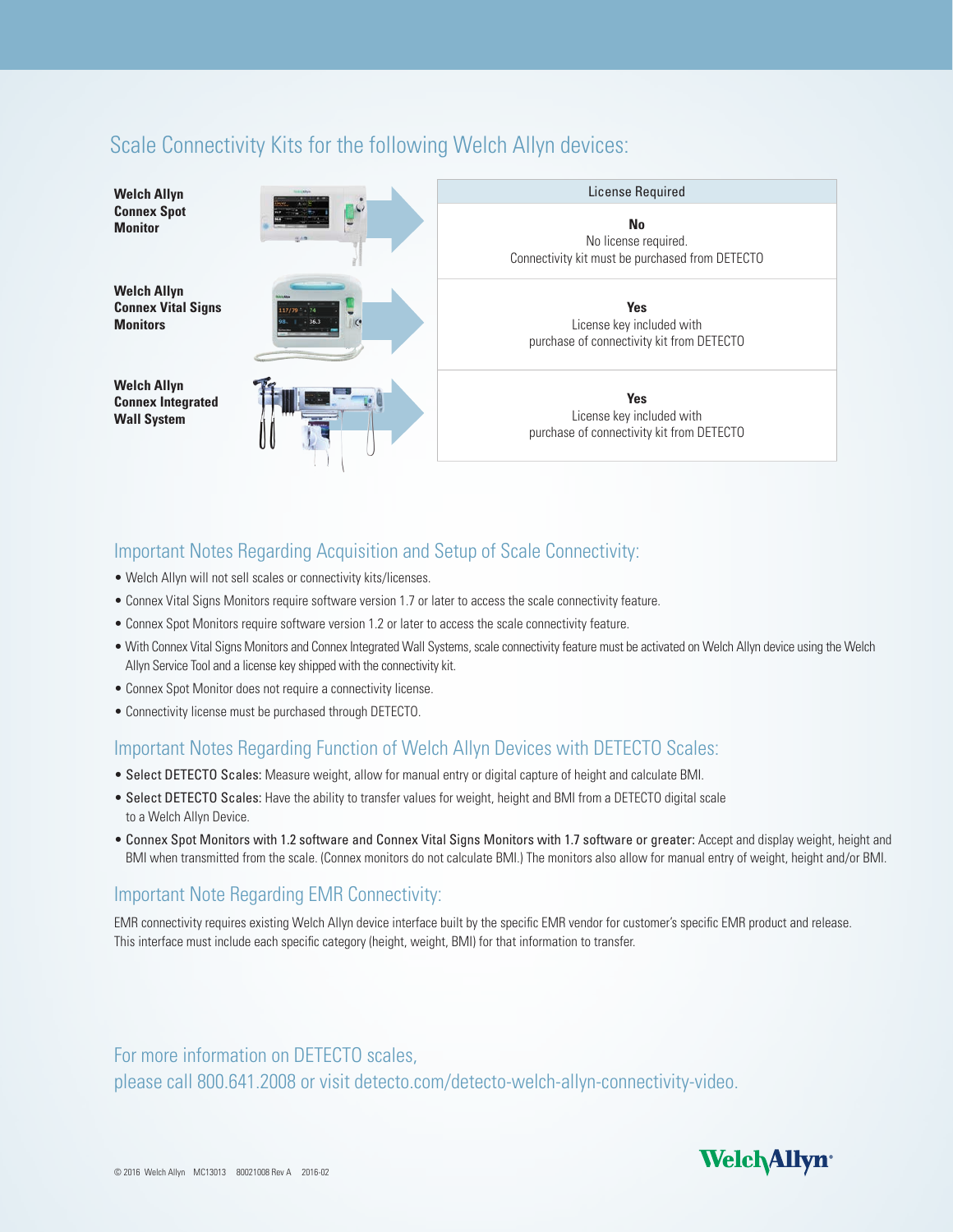## Scale Connectivity Kits for the following Welch Allyn devices:

| Device | License Required |
|---|---|
| **Welch Allyn Connex Spot Monitor** | **No**<br>No license required.<br>Connectivity kit must be purchased from DETECTO |
| **Welch Allyn Connex Vital Signs Monitors** | **Yes**<br>License key included with purchase of connectivity kit from DETECTO |
| **Welch Allyn Connex Integrated Wall System** | **Yes**<br>License key included with purchase of connectivity kit from DETECTO |

## Important Notes Regarding Acquisition and Setup of Scale Connectivity:

- Welch Allyn will not sell scales or connectivity kits/licenses.
- Connex Vital Signs Monitors require software version 1.7 or later to access the scale connectivity feature.
- Connex Spot Monitors require software version 1.2 or later to access the scale connectivity feature.
- With Connex Vital Signs Monitors and Connex Integrated Wall Systems, scale connectivity feature must be activated on Welch Allyn device using the Welch Allyn Service Tool and a license key shipped with the connectivity kit.
- Connex Spot Monitor does not require a connectivity license.
- Connectivity license must be purchased through DETECTO.

## Important Notes Regarding Function of Welch Allyn Devices with DETECTO Scales:

- Select DETECTO Scales: Measure weight, allow for manual entry or digital capture of height and calculate BMI.
- Select DETECTO Scales: Have the ability to transfer values for weight, height and BMI from a DETECTO digital scale to a Welch Allyn Device.
- Connex Spot Monitors with 1.2 software and Connex Vital Signs Monitors with 1.7 software or greater: Accept and display weight, height and BMI when transmitted from the scale. (Connex monitors do not calculate BMI.) The monitors also allow for manual entry of weight, height and/or BMI.

## Important Note Regarding EMR Connectivity:

EMR connectivity requires existing Welch Allyn device interface built by the specific EMR vendor for customer's specific EMR product and release. This interface must include each specific category (height, weight, BMI) for that information to transfer.

For more information on DETECTO scales,
please call 800.641.2008 or visit detecto.com/detecto-welch-allyn-connectivity-video.

© 2016 Welch Allyn MC13013 80021008 Rev A 2016-02

Welch Allyn